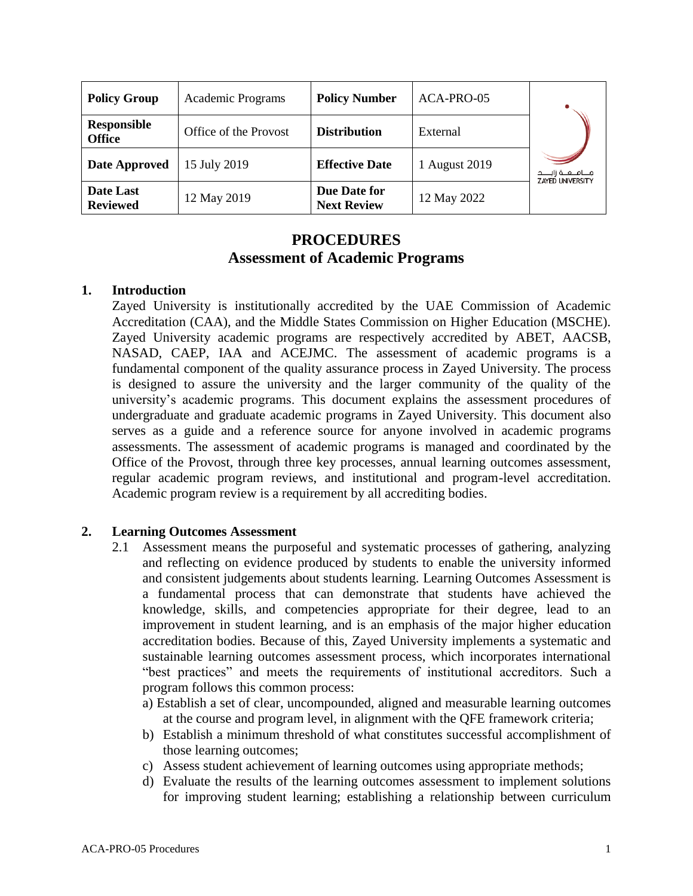| Policy Group | Academic Programs | Policy Number | ACA-PRO-05 | |
|---|---|---|---|---|
| Responsible Office | Office of the Provost | Distribution | External | |
| Date Approved | 15 July 2019 | Effective Date | 1 August 2019 | |
| Date Last Reviewed | 12 May 2019 | Due Date for Next Review | 12 May 2022 | |

# PROCEDURES
## Assessment of Academic Programs

### 1. Introduction

Zayed University is institutionally accredited by the UAE Commission of Academic Accreditation (CAA), and the Middle States Commission on Higher Education (MSCHE). Zayed University academic programs are respectively accredited by ABET, AACSB, NASAD, CAEP, IAA and ACEJMC. The assessment of academic programs is a fundamental component of the quality assurance process in Zayed University. The process is designed to assure the university and the larger community of the quality of the university's academic programs. This document explains the assessment procedures of undergraduate and graduate academic programs in Zayed University. This document also serves as a guide and a reference source for anyone involved in academic programs assessments. The assessment of academic programs is managed and coordinated by the Office of the Provost, through three key processes, annual learning outcomes assessment, regular academic program reviews, and institutional and program-level accreditation. Academic program review is a requirement by all accrediting bodies.

### 2. Learning Outcomes Assessment

2.1 Assessment means the purposeful and systematic processes of gathering, analyzing and reflecting on evidence produced by students to enable the university informed and consistent judgements about students learning. Learning Outcomes Assessment is a fundamental process that can demonstrate that students have achieved the knowledge, skills, and competencies appropriate for their degree, lead to an improvement in student learning, and is an emphasis of the major higher education accreditation bodies. Because of this, Zayed University implements a systematic and sustainable learning outcomes assessment process, which incorporates international "best practices" and meets the requirements of institutional accreditors. Such a program follows this common process:

a) Establish a set of clear, uncompounded, aligned and measurable learning outcomes at the course and program level, in alignment with the QFE framework criteria;

b) Establish a minimum threshold of what constitutes successful accomplishment of those learning outcomes;

c) Assess student achievement of learning outcomes using appropriate methods;

d) Evaluate the results of the learning outcomes assessment to implement solutions for improving student learning; establishing a relationship between curriculum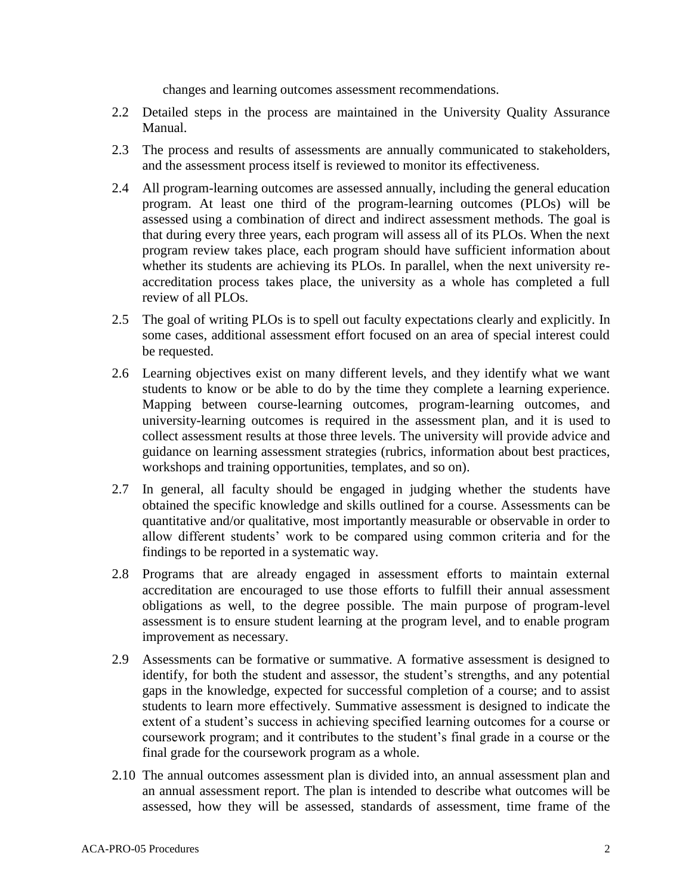changes and learning outcomes assessment recommendations.

2.2 Detailed steps in the process are maintained in the University Quality Assurance Manual.

2.3 The process and results of assessments are annually communicated to stakeholders, and the assessment process itself is reviewed to monitor its effectiveness.

2.4 All program-learning outcomes are assessed annually, including the general education program. At least one third of the program-learning outcomes (PLOs) will be assessed using a combination of direct and indirect assessment methods. The goal is that during every three years, each program will assess all of its PLOs. When the next program review takes place, each program should have sufficient information about whether its students are achieving its PLOs. In parallel, when the next university re-accreditation process takes place, the university as a whole has completed a full review of all PLOs.

2.5 The goal of writing PLOs is to spell out faculty expectations clearly and explicitly. In some cases, additional assessment effort focused on an area of special interest could be requested.

2.6 Learning objectives exist on many different levels, and they identify what we want students to know or be able to do by the time they complete a learning experience. Mapping between course-learning outcomes, program-learning outcomes, and university-learning outcomes is required in the assessment plan, and it is used to collect assessment results at those three levels. The university will provide advice and guidance on learning assessment strategies (rubrics, information about best practices, workshops and training opportunities, templates, and so on).

2.7 In general, all faculty should be engaged in judging whether the students have obtained the specific knowledge and skills outlined for a course. Assessments can be quantitative and/or qualitative, most importantly measurable or observable in order to allow different students' work to be compared using common criteria and for the findings to be reported in a systematic way.

2.8 Programs that are already engaged in assessment efforts to maintain external accreditation are encouraged to use those efforts to fulfill their annual assessment obligations as well, to the degree possible. The main purpose of program-level assessment is to ensure student learning at the program level, and to enable program improvement as necessary.

2.9 Assessments can be formative or summative. A formative assessment is designed to identify, for both the student and assessor, the student's strengths, and any potential gaps in the knowledge, expected for successful completion of a course; and to assist students to learn more effectively. Summative assessment is designed to indicate the extent of a student's success in achieving specified learning outcomes for a course or coursework program; and it contributes to the student's final grade in a course or the final grade for the coursework program as a whole.

2.10 The annual outcomes assessment plan is divided into, an annual assessment plan and an annual assessment report. The plan is intended to describe what outcomes will be assessed, how they will be assessed, standards of assessment, time frame of the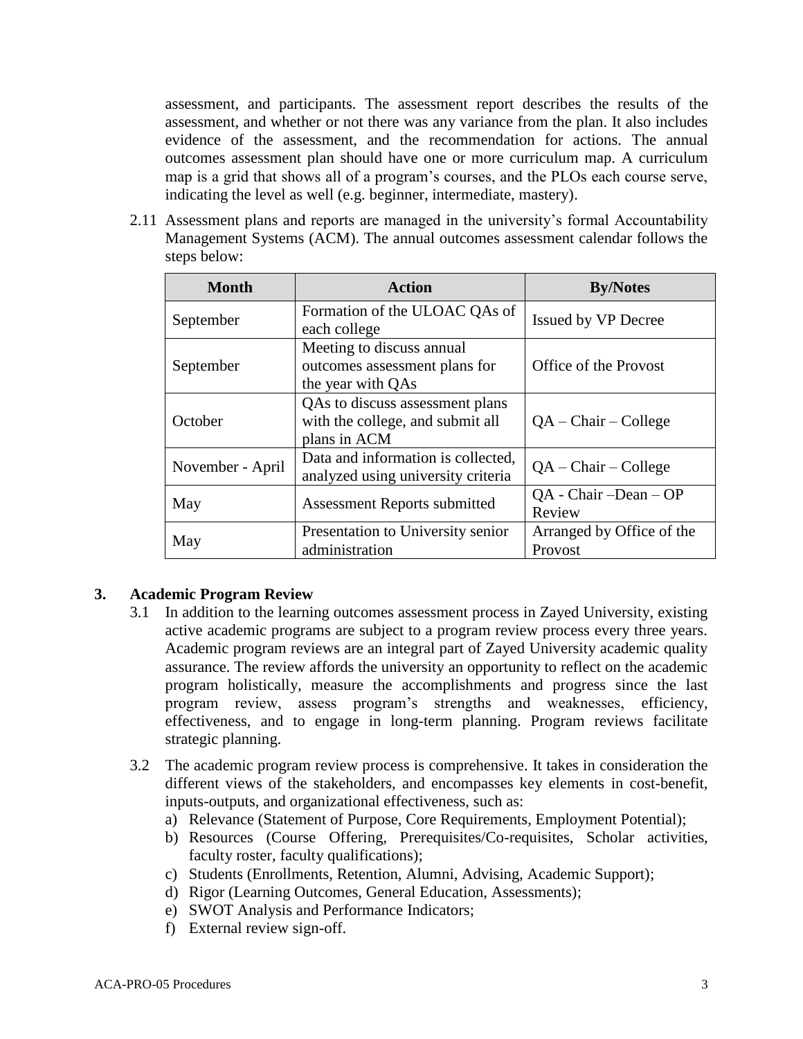assessment, and participants. The assessment report describes the results of the assessment, and whether or not there was any variance from the plan. It also includes evidence of the assessment, and the recommendation for actions. The annual outcomes assessment plan should have one or more curriculum map. A curriculum map is a grid that shows all of a program's courses, and the PLOs each course serve, indicating the level as well (e.g. beginner, intermediate, mastery).

2.11 Assessment plans and reports are managed in the university's formal Accountability Management Systems (ACM). The annual outcomes assessment calendar follows the steps below:

| Month | Action | By/Notes |
| --- | --- | --- |
| September | Formation of the ULOAC QAs of each college | Issued by VP Decree |
| September | Meeting to discuss annual outcomes assessment plans for the year with QAs | Office of the Provost |
| October | QAs to discuss assessment plans with the college, and submit all plans in ACM | QA – Chair – College |
| November - April | Data and information is collected, analyzed using university criteria | QA – Chair – College |
| May | Assessment Reports submitted | QA - Chair –Dean – OP Review |
| May | Presentation to University senior administration | Arranged by Office of the Provost |

## 3. Academic Program Review

3.1 In addition to the learning outcomes assessment process in Zayed University, existing active academic programs are subject to a program review process every three years. Academic program reviews are an integral part of Zayed University academic quality assurance. The review affords the university an opportunity to reflect on the academic program holistically, measure the accomplishments and progress since the last program review, assess program's strengths and weaknesses, efficiency, effectiveness, and to engage in long-term planning. Program reviews facilitate strategic planning.

3.2 The academic program review process is comprehensive. It takes in consideration the different views of the stakeholders, and encompasses key elements in cost-benefit, inputs-outputs, and organizational effectiveness, such as:

a) Relevance (Statement of Purpose, Core Requirements, Employment Potential);
b) Resources (Course Offering, Prerequisites/Co-requisites, Scholar activities, faculty roster, faculty qualifications);
c) Students (Enrollments, Retention, Alumni, Advising, Academic Support);
d) Rigor (Learning Outcomes, General Education, Assessments);
e) SWOT Analysis and Performance Indicators;
f) External review sign-off.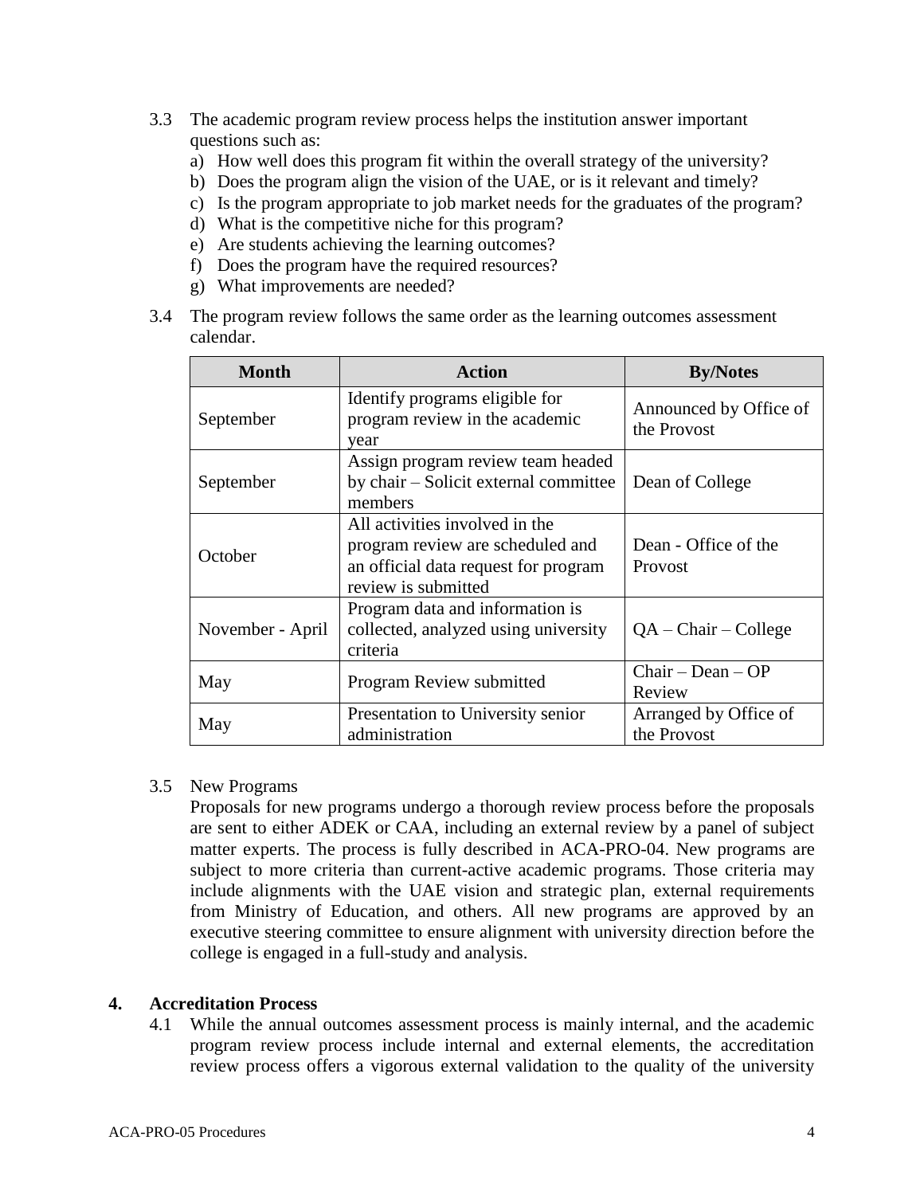3.3 The academic program review process helps the institution answer important questions such as:

a) How well does this program fit within the overall strategy of the university?
b) Does the program align the vision of the UAE, or is it relevant and timely?
c) Is the program appropriate to job market needs for the graduates of the program?
d) What is the competitive niche for this program?
e) Are students achieving the learning outcomes?
f) Does the program have the required resources?
g) What improvements are needed?

3.4 The program review follows the same order as the learning outcomes assessment calendar.

| Month | Action | By/Notes |
|---|---|---|
| September | Identify programs eligible for program review in the academic year | Announced by Office of the Provost |
| September | Assign program review team headed by chair – Solicit external committee members | Dean of College |
| October | All activities involved in the program review are scheduled and an official data request for program review is submitted | Dean - Office of the Provost |
| November - April | Program data and information is collected, analyzed using university criteria | QA – Chair – College |
| May | Program Review submitted | Chair – Dean – OP Review |
| May | Presentation to University senior administration | Arranged by Office of the Provost |

3.5 New Programs

Proposals for new programs undergo a thorough review process before the proposals are sent to either ADEK or CAA, including an external review by a panel of subject matter experts. The process is fully described in ACA-PRO-04. New programs are subject to more criteria than current-active academic programs. Those criteria may include alignments with the UAE vision and strategic plan, external requirements from Ministry of Education, and others. All new programs are approved by an executive steering committee to ensure alignment with university direction before the college is engaged in a full-study and analysis.

## 4. Accreditation Process

4.1 While the annual outcomes assessment process is mainly internal, and the academic program review process include internal and external elements, the accreditation review process offers a vigorous external validation to the quality of the university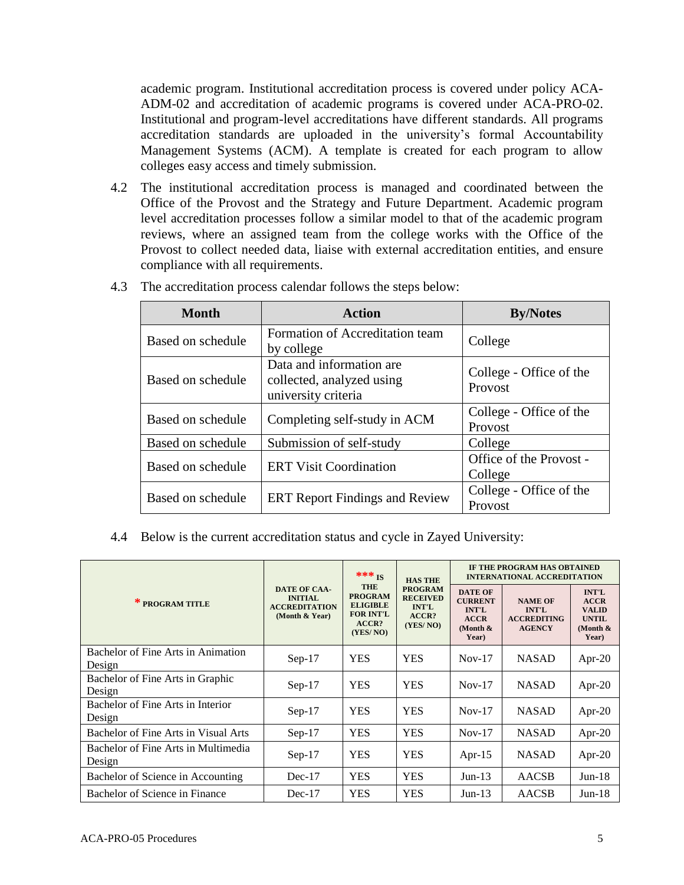academic program. Institutional accreditation process is covered under policy ACA-ADM-02 and accreditation of academic programs is covered under ACA-PRO-02. Institutional and program-level accreditations have different standards. All programs accreditation standards are uploaded in the university's formal Accountability Management Systems (ACM). A template is created for each program to allow colleges easy access and timely submission.

4.2 The institutional accreditation process is managed and coordinated between the Office of the Provost and the Strategy and Future Department. Academic program level accreditation processes follow a similar model to that of the academic program reviews, where an assigned team from the college works with the Office of the Provost to collect needed data, liaise with external accreditation entities, and ensure compliance with all requirements.

4.3 The accreditation process calendar follows the steps below:

| Month | Action | By/Notes |
|---|---|---|
| Based on schedule | Formation of Accreditation team by college | College |
| Based on schedule | Data and information are collected, analyzed using university criteria | College - Office of the Provost |
| Based on schedule | Completing self-study in ACM | College - Office of the Provost |
| Based on schedule | Submission of self-study | College |
| Based on schedule | ERT Visit Coordination | Office of the Provost - College |
| Based on schedule | ERT Report Findings and Review | College - Office of the Provost |

4.4 Below is the current accreditation status and cycle in Zayed University:

| * PROGRAM TITLE | DATE OF CAA-INITIAL ACCREDITATION (Month & Year) | *** IS THE PROGRAM ELIGIBLE FOR INT'L ACCR? (YES/ NO) | HAS THE PROGRAM RECEIVED INT'L ACCR? (YES/ NO) | IF THE PROGRAM HAS OBTAINED INTERNATIONAL ACCREDITATION | | |
|---|---|---|---|---|---|---|
| | | | | DATE OF CURRENT INT'L ACCR (Month & Year) | NAME OF INT'L ACCREDITING AGENCY | INT'L ACCR VALID UNTIL (Month & Year) |
| Bachelor of Fine Arts in Animation Design | Sep-17 | YES | YES | Nov-17 | NASAD | Apr-20 |
| Bachelor of Fine Arts in Graphic Design | Sep-17 | YES | YES | Nov-17 | NASAD | Apr-20 |
| Bachelor of Fine Arts in Interior Design | Sep-17 | YES | YES | Nov-17 | NASAD | Apr-20 |
| Bachelor of Fine Arts in Visual Arts | Sep-17 | YES | YES | Nov-17 | NASAD | Apr-20 |
| Bachelor of Fine Arts in Multimedia Design | Sep-17 | YES | YES | Apr-15 | NASAD | Apr-20 |
| Bachelor of Science in Accounting | Dec-17 | YES | YES | Jun-13 | AACSB | Jun-18 |
| Bachelor of Science in Finance | Dec-17 | YES | YES | Jun-13 | AACSB | Jun-18 |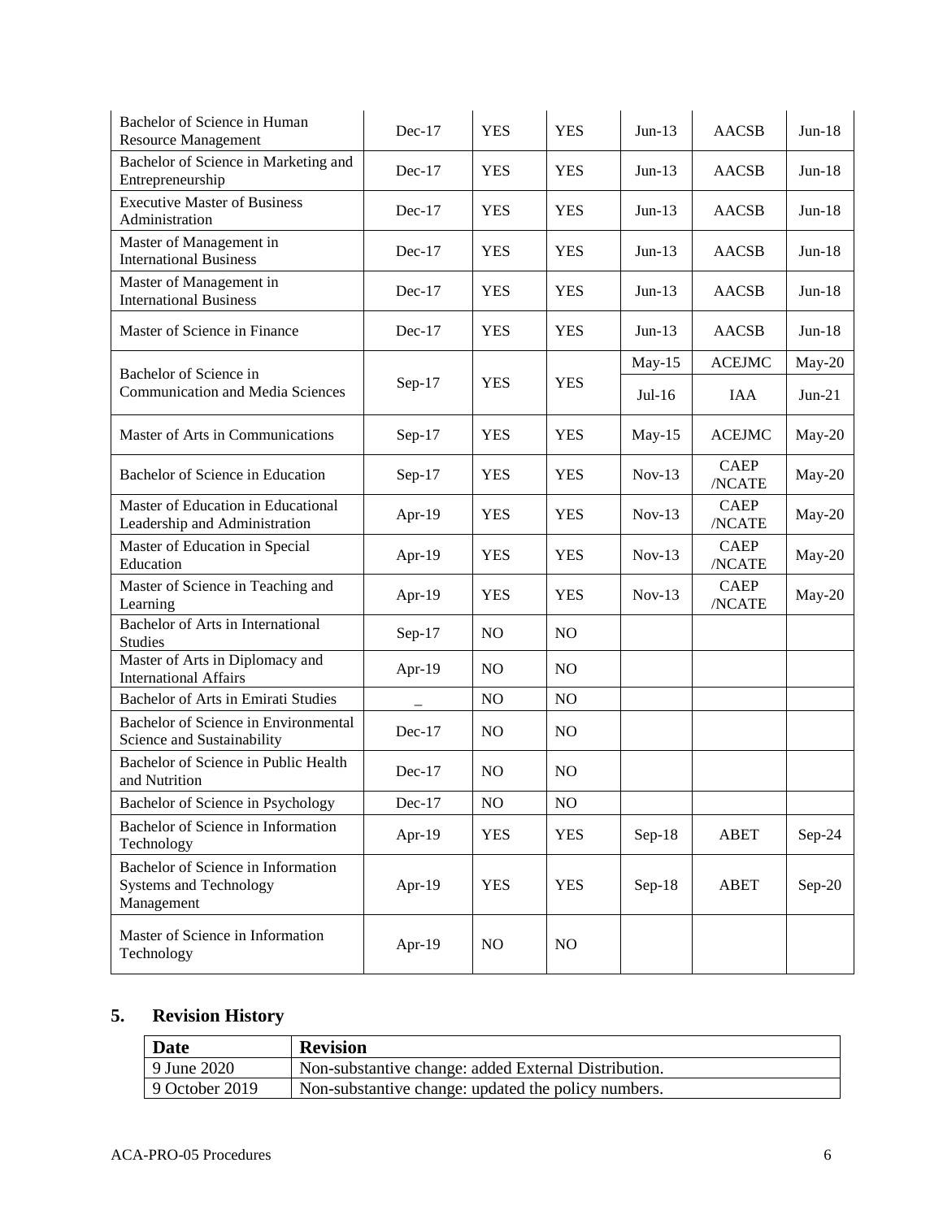| Bachelor of Science in Human Resource Management | Dec-17 | YES | YES | Jun-13 | AACSB | Jun-18 |
|---|---|---|---|---|---|---|
| Bachelor of Science in Marketing and Entrepreneurship | Dec-17 | YES | YES | Jun-13 | AACSB | Jun-18 |
| Executive Master of Business Administration | Dec-17 | YES | YES | Jun-13 | AACSB | Jun-18 |
| Master of Management in International Business | Dec-17 | YES | YES | Jun-13 | AACSB | Jun-18 |
| Master of Management in International Business | Dec-17 | YES | YES | Jun-13 | AACSB | Jun-18 |
| Master of Science in Finance | Dec-17 | YES | YES | Jun-13 | AACSB | Jun-18 |
| Bachelor of Science in Communication and Media Sciences | Sep-17 | YES | YES | May-15 | ACEJMC | May-20 |
| | | | | Jul-16 | IAA | Jun-21 |
| Master of Arts in Communications | Sep-17 | YES | YES | May-15 | ACEJMC | May-20 |
| Bachelor of Science in Education | Sep-17 | YES | YES | Nov-13 | CAEP /NCATE | May-20 |
| Master of Education in Educational Leadership and Administration | Apr-19 | YES | YES | Nov-13 | CAEP /NCATE | May-20 |
| Master of Education in Special Education | Apr-19 | YES | YES | Nov-13 | CAEP /NCATE | May-20 |
| Master of Science in Teaching and Learning | Apr-19 | YES | YES | Nov-13 | CAEP /NCATE | May-20 |
| Bachelor of Arts in International Studies | Sep-17 | NO | NO | | | |
| Master of Arts in Diplomacy and International Affairs | Apr-19 | NO | NO | | | |
| Bachelor of Arts in Emirati Studies | _ | NO | NO | | | |
| Bachelor of Science in Environmental Science and Sustainability | Dec-17 | NO | NO | | | |
| Bachelor of Science in Public Health and Nutrition | Dec-17 | NO | NO | | | |
| Bachelor of Science in Psychology | Dec-17 | NO | NO | | | |
| Bachelor of Science in Information Technology | Apr-19 | YES | YES | Sep-18 | ABET | Sep-24 |
| Bachelor of Science in Information Systems and Technology Management | Apr-19 | YES | YES | Sep-18 | ABET | Sep-20 |
| Master of Science in Information Technology | Apr-19 | NO | NO | | | |

## 5. Revision History

| Date | Revision |
|---|---|
| 9 June 2020 | Non-substantive change: added External Distribution. |
| 9 October 2019 | Non-substantive change: updated the policy numbers. |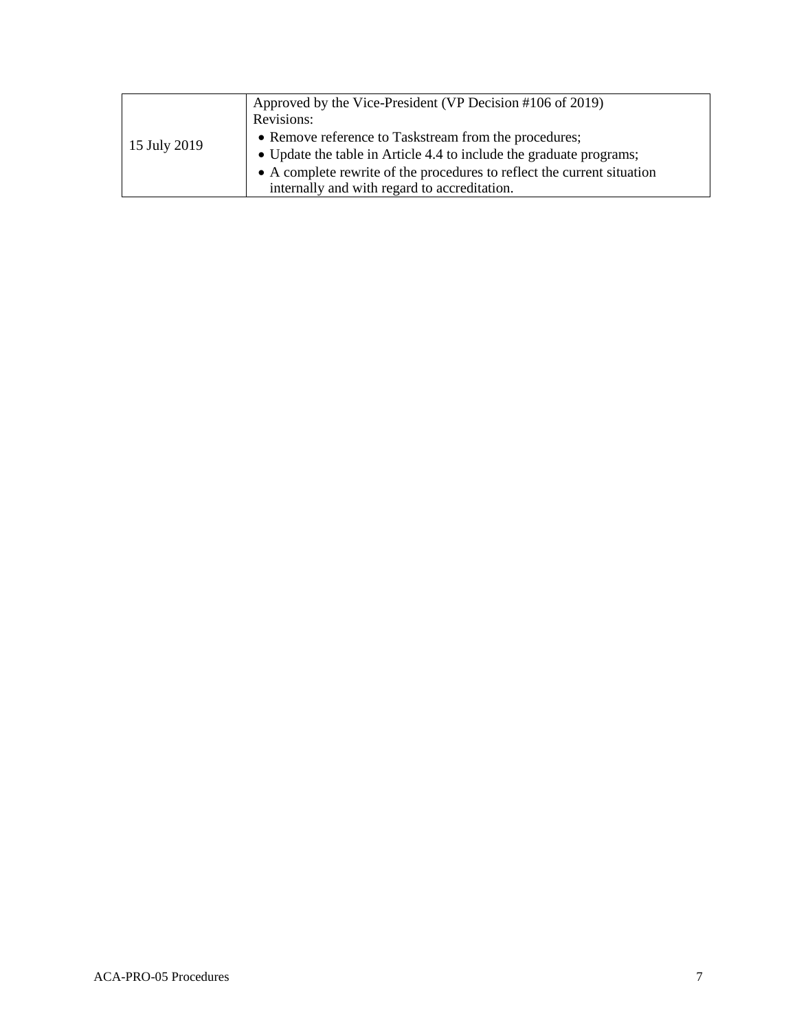| | |
|---|---|
| 15 July 2019 | Approved by the Vice-President (VP Decision #106 of 2019)<br>Revisions:<br>• Remove reference to Taskstream from the procedures;<br>• Update the table in Article 4.4 to include the graduate programs;<br>• A complete rewrite of the procedures to reflect the current situation internally and with regard to accreditation. |